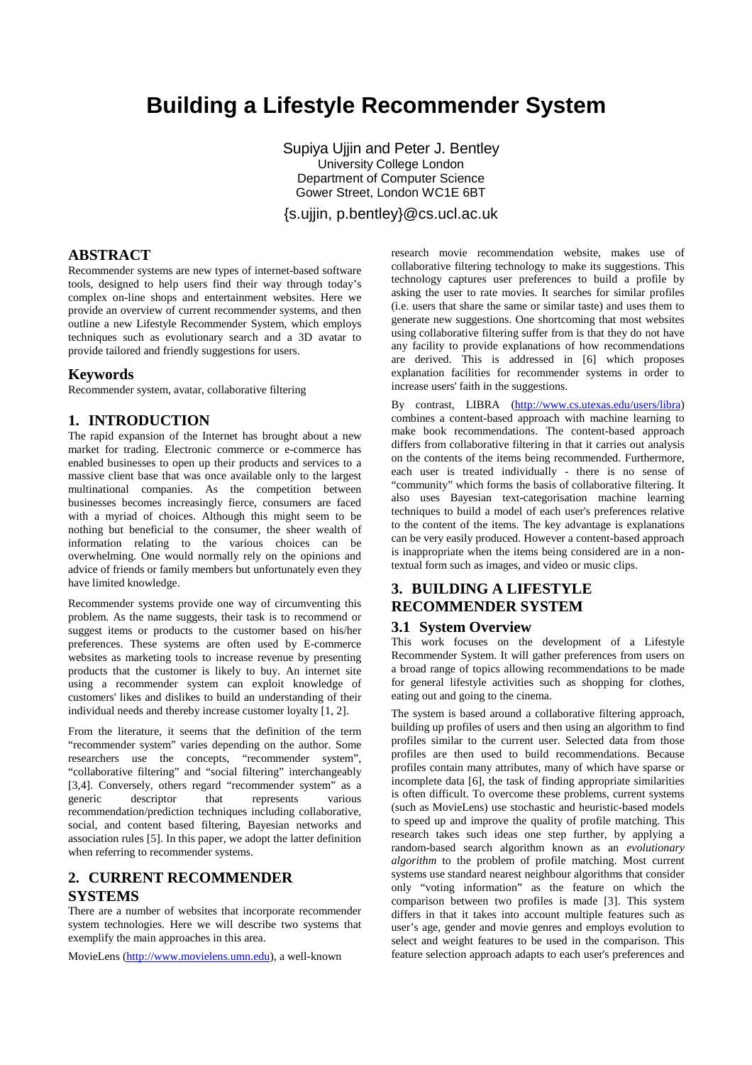# Building a Lifestyle Recommender System

Supiya Ujjin and Peter J. Bentley
University College London
Department of Computer Science
Gower Street, London WC1E 6BT

{s.ujjin, p.bentley}@cs.ucl.ac.uk

## ABSTRACT

Recommender systems are new types of internet-based software tools, designed to help users find their way through today's complex on-line shops and entertainment websites. Here we provide an overview of current recommender systems, and then outline a new Lifestyle Recommender System, which employs techniques such as evolutionary search and a 3D avatar to provide tailored and friendly suggestions for users.

## Keywords

Recommender system, avatar, collaborative filtering

## 1. INTRODUCTION

The rapid expansion of the Internet has brought about a new market for trading. Electronic commerce or e-commerce has enabled businesses to open up their products and services to a massive client base that was once available only to the largest multinational companies. As the competition between businesses becomes increasingly fierce, consumers are faced with a myriad of choices. Although this might seem to be nothing but beneficial to the consumer, the sheer wealth of information relating to the various choices can be overwhelming. One would normally rely on the opinions and advice of friends or family members but unfortunately even they have limited knowledge.

Recommender systems provide one way of circumventing this problem. As the name suggests, their task is to recommend or suggest items or products to the customer based on his/her preferences. These systems are often used by E-commerce websites as marketing tools to increase revenue by presenting products that the customer is likely to buy. An internet site using a recommender system can exploit knowledge of customers' likes and dislikes to build an understanding of their individual needs and thereby increase customer loyalty [1, 2].

From the literature, it seems that the definition of the term "recommender system" varies depending on the author. Some researchers use the concepts, "recommender system", "collaborative filtering" and "social filtering" interchangeably [3,4]. Conversely, others regard "recommender system" as a generic descriptor that represents various recommendation/prediction techniques including collaborative, social, and content based filtering, Bayesian networks and association rules [5]. In this paper, we adopt the latter definition when referring to recommender systems.

## 2. CURRENT RECOMMENDER SYSTEMS

There are a number of websites that incorporate recommender system technologies. Here we will describe two systems that exemplify the main approaches in this area.

MovieLens (http://www.movielens.umn.edu), a well-known research movie recommendation website, makes use of collaborative filtering technology to make its suggestions. This technology captures user preferences to build a profile by asking the user to rate movies. It searches for similar profiles (i.e. users that share the same or similar taste) and uses them to generate new suggestions. One shortcoming that most websites using collaborative filtering suffer from is that they do not have any facility to provide explanations of how recommendations are derived. This is addressed in [6] which proposes explanation facilities for recommender systems in order to increase users' faith in the suggestions.

By contrast, LIBRA (http://www.cs.utexas.edu/users/libra) combines a content-based approach with machine learning to make book recommendations. The content-based approach differs from collaborative filtering in that it carries out analysis on the contents of the items being recommended. Furthermore, each user is treated individually - there is no sense of "community" which forms the basis of collaborative filtering. It also uses Bayesian text-categorisation machine learning techniques to build a model of each user's preferences relative to the content of the items. The key advantage is explanations can be very easily produced. However a content-based approach is inappropriate when the items being considered are in a non-textual form such as images, and video or music clips.

## 3. BUILDING A LIFESTYLE RECOMMENDER SYSTEM

### 3.1 System Overview

This work focuses on the development of a Lifestyle Recommender System. It will gather preferences from users on a broad range of topics allowing recommendations to be made for general lifestyle activities such as shopping for clothes, eating out and going to the cinema.

The system is based around a collaborative filtering approach, building up profiles of users and then using an algorithm to find profiles similar to the current user. Selected data from those profiles are then used to build recommendations. Because profiles contain many attributes, many of which have sparse or incomplete data [6], the task of finding appropriate similarities is often difficult. To overcome these problems, current systems (such as MovieLens) use stochastic and heuristic-based models to speed up and improve the quality of profile matching. This research takes such ideas one step further, by applying a random-based search algorithm known as an *evolutionary algorithm* to the problem of profile matching. Most current systems use standard nearest neighbour algorithms that consider only "voting information" as the feature on which the comparison between two profiles is made [3]. This system differs in that it takes into account multiple features such as user's age, gender and movie genres and employs evolution to select and weight features to be used in the comparison. This feature selection approach adapts to each user's preferences and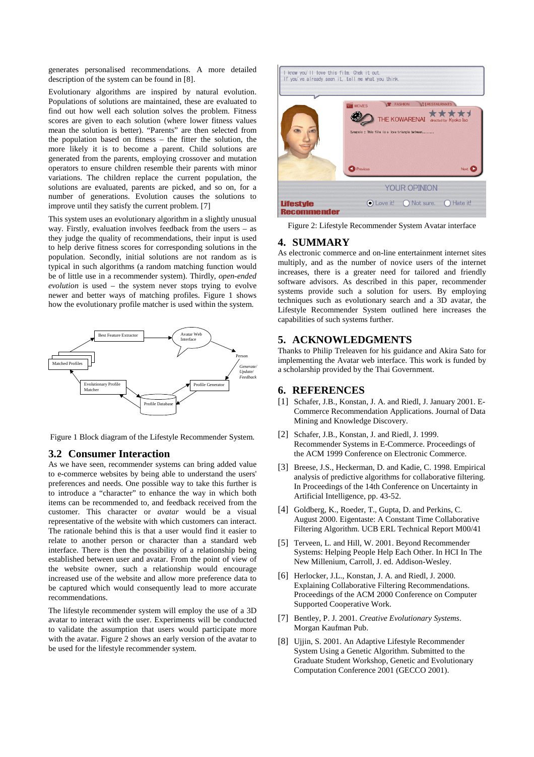generates personalised recommendations. A more detailed description of the system can be found in [8].

Evolutionary algorithms are inspired by natural evolution. Populations of solutions are maintained, these are evaluated to find out how well each solution solves the problem. Fitness scores are given to each solution (where lower fitness values mean the solution is better). "Parents" are then selected from the population based on fitness – the fitter the solution, the more likely it is to become a parent. Child solutions are generated from the parents, employing crossover and mutation operators to ensure children resemble their parents with minor variations. The children replace the current population, the solutions are evaluated, parents are picked, and so on, for a number of generations. Evolution causes the solutions to improve until they satisfy the current problem. [7]

This system uses an evolutionary algorithm in a slightly unusual way. Firstly, evaluation involves feedback from the users – as they judge the quality of recommendations, their input is used to help derive fitness scores for corresponding solutions in the population. Secondly, initial solutions are not random as is typical in such algorithms (a random matching function would be of little use in a recommender system). Thirdly, *open-ended evolution* is used – the system never stops trying to evolve newer and better ways of matching profiles. Figure 1 shows how the evolutionary profile matcher is used within the system.

Best Feature Extractor
Avatar Web Interface
Person
Matched Profiles
Generate/ Update/ Feedback
Evolutionary Profile Matcher
Profile Generator
Profile Database

Figure 1 Block diagram of the Lifestyle Recommender System.

## 3.2 Consumer Interaction

As we have seen, recommender systems can bring added value to e-commerce websites by being able to understand the users' preferences and needs. One possible way to take this further is to introduce a "character" to enhance the way in which both items can be recommended to, and feedback received from the customer. This character or *avatar* would be a visual representative of the website with which customers can interact. The rationale behind this is that a user would find it easier to relate to another person or character than a standard web interface. There is then the possibility of a relationship being established between user and avatar. From the point of view of the website owner, such a relationship would encourage increased use of the website and allow more preference data to be captured which would consequently lead to more accurate recommendations.

The lifestyle recommender system will employ the use of a 3D avatar to interact with the user. Experiments will be conducted to validate the assumption that users would participate more with the avatar. Figure 2 shows an early version of the avatar to be used for the lifestyle recommender system.

I know you'll love this film. Chek it out.
If you've already seen it, tell me what you think.
MOVIES FASHION RESTAURANTS
THE KOWARENAI directed by Kyoko Iso
Synopsis : This film is a love triangle between........
Previous Next
YOUR OPINION
Lifestyle Recommender
Love it! Not sure. Hate it!

Figure 2: Lifestyle Recommender System Avatar interface

## 4. SUMMARY

As electronic commerce and on-line entertainment internet sites multiply, and as the number of novice users of the internet increases, there is a greater need for tailored and friendly software advisors. As described in this paper, recommender systems provide such a solution for users. By employing techniques such as evolutionary search and a 3D avatar, the Lifestyle Recommender System outlined here increases the capabilities of such systems further.

## 5. ACKNOWLEDGMENTS

Thanks to Philip Treleaven for his guidance and Akira Sato for implementing the Avatar web interface. This work is funded by a scholarship provided by the Thai Government.

## 6. REFERENCES

[1] Schafer, J.B., Konstan, J. A. and Riedl, J. January 2001. E-Commerce Recommendation Applications. Journal of Data Mining and Knowledge Discovery.

[2] Schafer, J.B., Konstan, J. and Riedl, J. 1999. Recommender Systems in E-Commerce. Proceedings of the ACM 1999 Conference on Electronic Commerce.

[3] Breese, J.S., Heckerman, D. and Kadie, C. 1998. Empirical analysis of predictive algorithms for collaborative filtering. In Proceedings of the 14th Conference on Uncertainty in Artificial Intelligence, pp. 43-52.

[4] Goldberg, K., Roeder, T., Gupta, D. and Perkins, C. August 2000. Eigentaste: A Constant Time Collaborative Filtering Algorithm. UCB ERL Technical Report M00/41

[5] Terveen, L. and Hill, W. 2001. Beyond Recommender Systems: Helping People Help Each Other. In HCI In The New Millenium, Carroll, J. ed. Addison-Wesley.

[6] Herlocker, J.L., Konstan, J. A. and Riedl, J. 2000. Explaining Collaborative Filtering Recommendations. Proceedings of the ACM 2000 Conference on Computer Supported Cooperative Work.

[7] Bentley, P. J. 2001. *Creative Evolutionary Systems*. Morgan Kaufman Pub.

[8] Ujjin, S. 2001. An Adaptive Lifestyle Recommender System Using a Genetic Algorithm. Submitted to the Graduate Student Workshop, Genetic and Evolutionary Computation Conference 2001 (GECCO 2001).